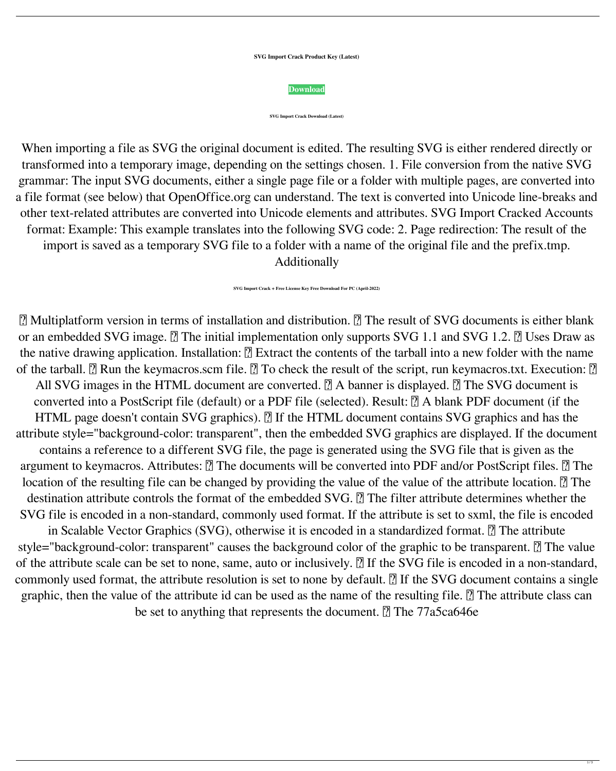**SVG Import Crack Product Key (Latest)**

**Download**

**SVG Import Crack Download (Latest)**

When importing a file as SVG the original document is edited. The resulting SVG is either rendered directly or transformed into a temporary image, depending on the settings chosen. 1. File conversion from the native SVG grammar: The input SVG documents, either a single page file or a folder with multiple pages, are converted into a file format (see below) that OpenOffice.org can understand. The text is converted into Unicode line-breaks and other text-related attributes are converted into Unicode elements and attributes. SVG Import Cracked Accounts format: Example: This example translates into the following SVG code: 2. Page redirection: The result of the import is saved as a temporary SVG file to a folder with a name of the original file and the prefix.tmp. Additionally

**SVG Import Crack + Free License Key Free Download For PC (April-2022)**

� Multiplatform version in terms of installation and distribution. � The result of SVG documents is either blank or an embedded SVG image. � The initial implementation only supports SVG 1.1 and SVG 1.2. � Uses Draw as the native drawing application. Installation: � Extract the contents of the tarball into a new folder with the name of the tarball. � Run the keymacros.scm file. � To check the result of the script, run keymacros.txt. Execution: � All SVG images in the HTML document are converted. � A banner is displayed. � The SVG document is converted into a PostScript file (default) or a PDF file (selected). Result: � A blank PDF document (if the HTML page doesn't contain SVG graphics). � If the HTML document contains SVG graphics and has the attribute style="background-color: transparent", then the embedded SVG graphics are displayed. If the document contains a reference to a different SVG file, the page is generated using the SVG file that is given as the argument to keymacros. Attributes: � The documents will be converted into PDF and/or PostScript files. � The location of the resulting file can be changed by providing the value of the value of the attribute location. � The destination attribute controls the format of the embedded SVG. � The filter attribute determines whether the SVG file is encoded in a non-standard, commonly used format. If the attribute is set to sxml, the file is encoded in Scalable Vector Graphics (SVG), otherwise it is encoded in a standardized format. � The attribute style="background-color: transparent" causes the background color of the graphic to be transparent. � The value of the attribute scale can be set to none, same, auto or inclusively. � If the SVG file is encoded in a non-standard, commonly used format, the attribute resolution is set to none by default. � If the SVG document contains a single graphic, then the value of the attribute id can be used as the name of the resulting file. � The attribute class can be set to anything that represents the document. � The 77a5ca646e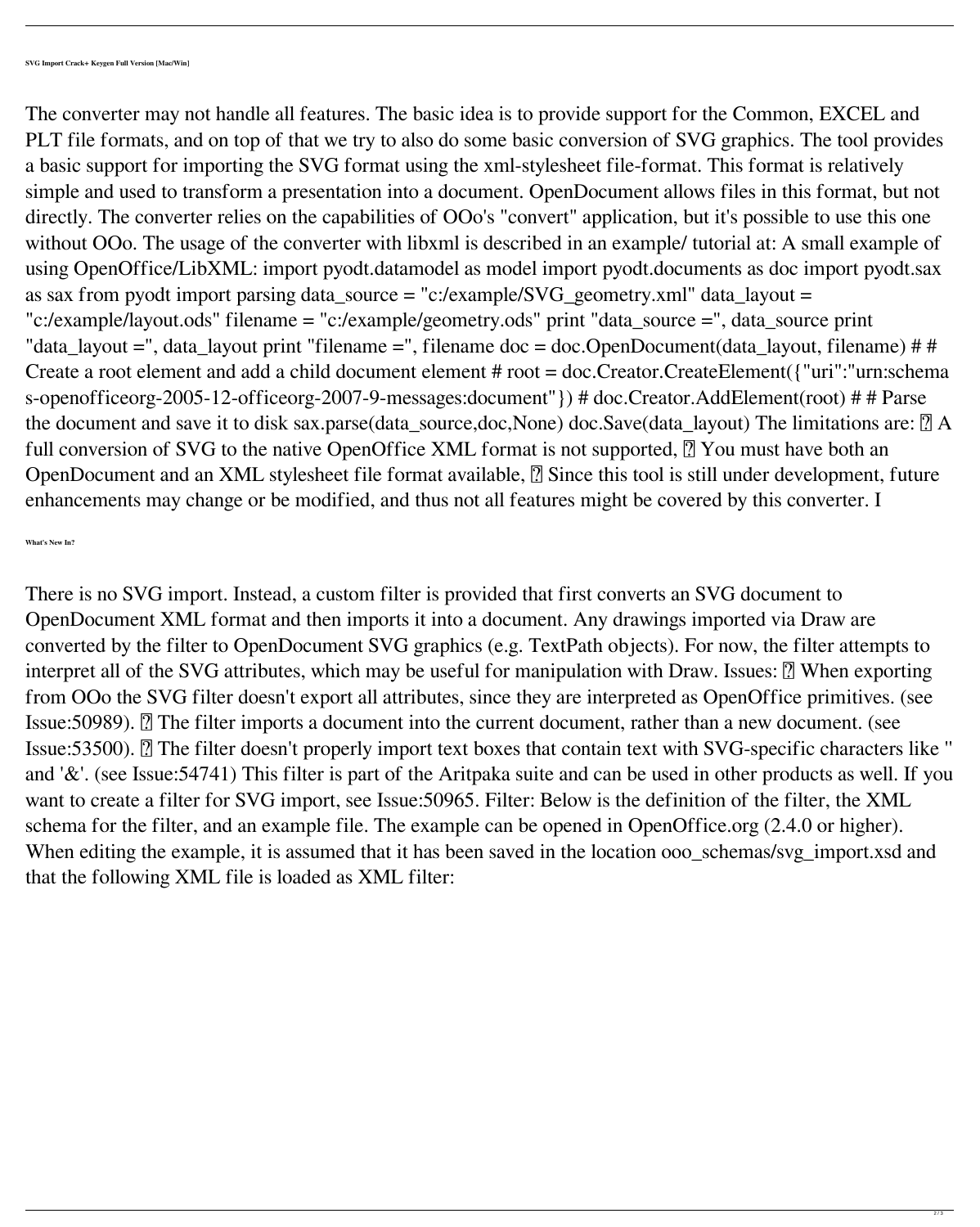#### SVG Import Crack+ Keygen Full Version [Mac/Win]

The converter may not handle all features. The basic idea is to provide support for the Common, EXCEL and PLT file formats, and on top of that we try to also do some basic conversion of SVG graphics. The tool provides a basic support for importing the SVG format using the xml-stylesheet file-format. This format is relatively simple and used to transform a presentation into a document. OpenDocument allows files in this format, but not directly. The converter relies on the capabilities of OOo's "convert" application, but it's possible to use this one without OOo. The usage of the converter with libxml is described in an example/ tutorial at: A small example of using OpenOffice/LibXML: import pyodt.datamodel as model import pyodt.documents as doc import pyodt.sax as sax from pyodt import parsing data_source = "c:/example/SVG_geometry.xml" data_layout = "c:/example/layout.ods" filename = "c:/example/geometry.ods" print "data_source =", data_source print "data_layout =", data_layout print "filename =", filename doc = doc.OpenDocument(data_layout, filename) # # Create a root element and add a child document element # root = doc.Creator.CreateElement({"uri":"urn:schemas-openofficeorg-2005-12-officeorg-2007-9-messages:document"}) # doc.Creator.AddElement(root) # # Parse the document and save it to disk sax.parse(data_source,doc,None) doc.Save(data_layout) The limitations are: ▯ A full conversion of SVG to the native OpenOffice XML format is not supported, ▯ You must have both an OpenDocument and an XML stylesheet file format available, ▯ Since this tool is still under development, future enhancements may change or be modified, and thus not all features might be covered by this converter. I

#### What's New In?

There is no SVG import. Instead, a custom filter is provided that first converts an SVG document to OpenDocument XML format and then imports it into a document. Any drawings imported via Draw are converted by the filter to OpenDocument SVG graphics (e.g. TextPath objects). For now, the filter attempts to interpret all of the SVG attributes, which may be useful for manipulation with Draw. Issues: ▯ When exporting from OOo the SVG filter doesn't export all attributes, since they are interpreted as OpenOffice primitives. (see Issue:50989). ▯ The filter imports a document into the current document, rather than a new document. (see Issue:53500). ▯ The filter doesn't properly import text boxes that contain text with SVG-specific characters like '' and '&'. (see Issue:54741) This filter is part of the Aritpaka suite and can be used in other products as well. If you want to create a filter for SVG import, see Issue:50965. Filter: Below is the definition of the filter, the XML schema for the filter, and an example file. The example can be opened in OpenOffice.org (2.4.0 or higher). When editing the example, it is assumed that it has been saved in the location ooo_schemas/svg_import.xsd and that the following XML file is loaded as XML filter: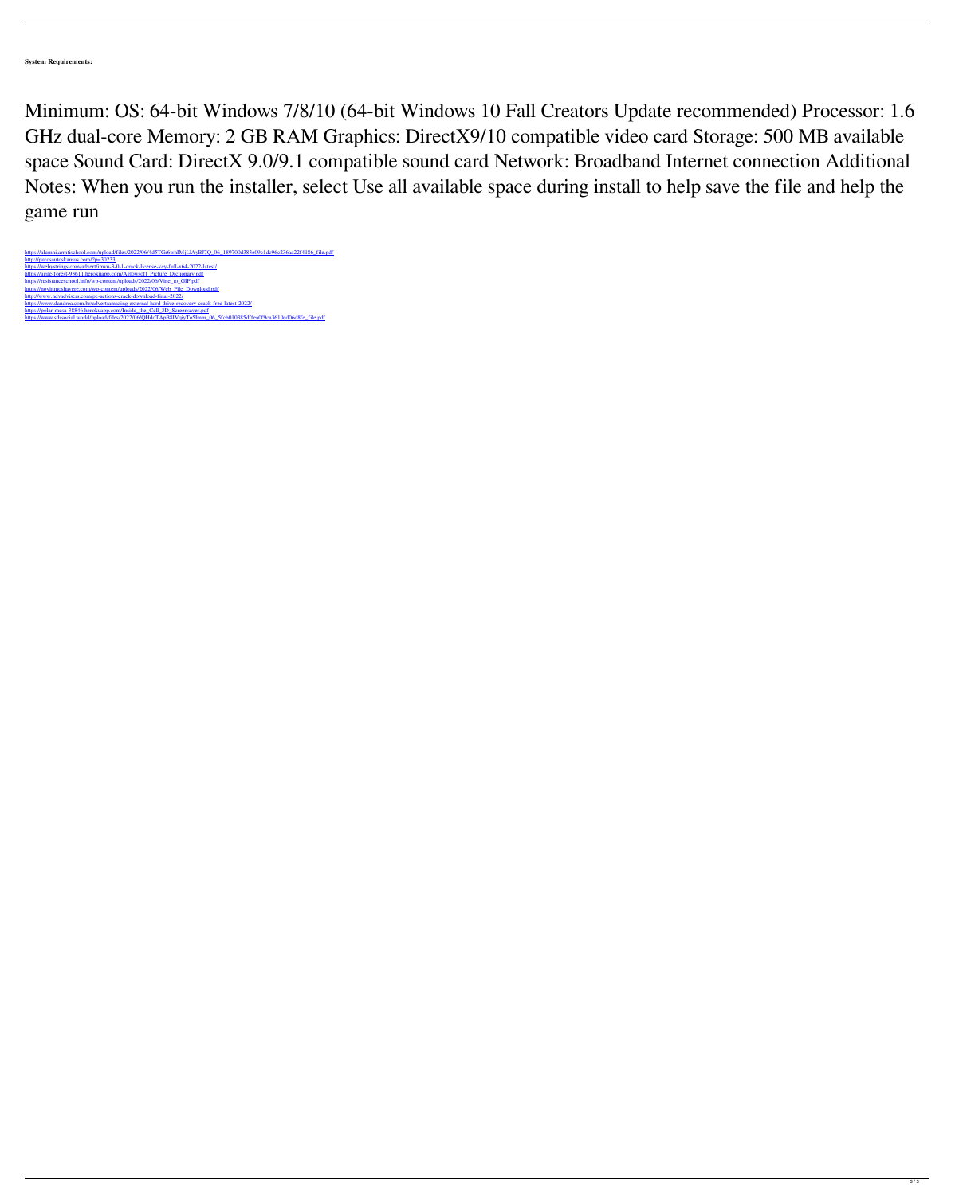**System Requirements:**

Minimum: OS: 64-bit Windows 7/8/10 (64-bit Windows 10 Fall Creators Update recommended) Processor: 1.6 GHz dual-core Memory: 2 GB RAM Graphics: DirectX9/10 compatible video card Storage: 500 MB available space Sound Card: DirectX 9.0/9.1 compatible sound card Network: Broadband Internet connection Additional Notes: When you run the installer, select Use all available space during install to help save the file and help the game run

https://alumni.armtischool.com/upload/files/2022/06/4d5TGr6whlMjLJAxBJ7Q_06_189700d383e09c1dc96c236aa22f4186_file.pdf
http://purosautoskansas.com/?p=30233
https://webystrings.com/advert/imvu-3-0-1-crack-license-key-full-x64-2022-latest/
https://agile-forest-93611.herokuapp.com/Aglowsoft_Picture_Dictionary.pdf
https://resistanceschool.info/wp-content/uploads/2022/06/Vine_to_GIF.pdf
https://novinmoshavere.com/wp-content/uploads/2022/06/Web_File_Download.pdf
http://www.ndvadvisers.com/pc-actions-crack-download-final-2022/
https://www.dandrea.com.br/advert/amazing-external-hard-drive-recovery-crack-free-latest-2022/
https://polar-mesa-38846.herokuapp.com/Inside_the_Cell_3D_Screensaver.pdf
https://www.sdssocial.world/upload/files/2022/06/QHdoTApB8IVgiyTo5Imm_06_5fcb010385dffea0f9ca3610ed06d8fe_file.pdf